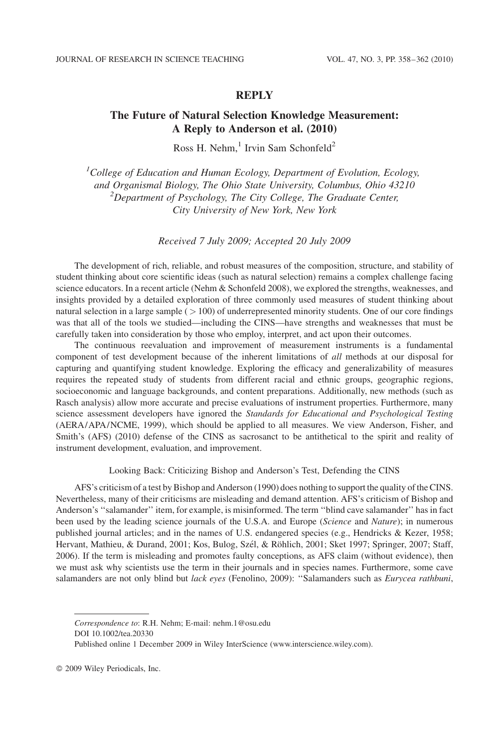# REPLY

## The Future of Natural Selection Knowledge Measurement: A Reply to Anderson et al. (2010)

Ross H. Nehm,[1] Irvin Sam Schonfeld[2]

[1]*College of Education and Human Ecology, Department of Evolution, Ecology, and Organismal Biology, The Ohio State University, Columbus, Ohio 43210*
[2]*Department of Psychology, The City College, The Graduate Center, City University of New York, New York*

*Received 7 July 2009; Accepted 20 July 2009*

The development of rich, reliable, and robust measures of the composition, structure, and stability of student thinking about core scientific ideas (such as natural selection) remains a complex challenge facing science educators. In a recent article (Nehm & Schonfeld 2008), we explored the strengths, weaknesses, and insights provided by a detailed exploration of three commonly used measures of student thinking about natural selection in a large sample ($>100$) of underrepresented minority students. One of our core findings was that all of the tools we studied—including the CINS—have strengths and weaknesses that must be carefully taken into consideration by those who employ, interpret, and act upon their outcomes.

The continuous reevaluation and improvement of measurement instruments is a fundamental component of test development because of the inherent limitations of *all* methods at our disposal for capturing and quantifying student knowledge. Exploring the efficacy and generalizability of measures requires the repeated study of students from different racial and ethnic groups, geographic regions, socioeconomic and language backgrounds, and content preparations. Additionally, new methods (such as Rasch analysis) allow more accurate and precise evaluations of instrument properties. Furthermore, many science assessment developers have ignored the *Standards for Educational and Psychological Testing* (AERA/APA/NCME, 1999), which should be applied to all measures. We view Anderson, Fisher, and Smith's (AFS) (2010) defense of the CINS as sacrosanct to be antithetical to the spirit and reality of instrument development, evaluation, and improvement.

### Looking Back: Criticizing Bishop and Anderson's Test, Defending the CINS

AFS's criticism of a test by Bishop and Anderson (1990) does nothing to support the quality of the CINS. Nevertheless, many of their criticisms are misleading and demand attention. AFS's criticism of Bishop and Anderson's "salamander" item, for example, is misinformed. The term "blind cave salamander" has in fact been used by the leading science journals of the U.S.A. and Europe (*Science* and *Nature*); in numerous published journal articles; and in the names of U.S. endangered species (e.g., Hendricks & Kezer, 1958; Hervant, Mathieu, & Durand, 2001; Kos, Bulog, Szél, & Röhlich, 2001; Sket 1997; Springer, 2007; Staff, 2006). If the term is misleading and promotes faulty conceptions, as AFS claim (without evidence), then we must ask why scientists use the term in their journals and in species names. Furthermore, some cave salamanders are not only blind but *lack eyes* (Fenolino, 2009): "Salamanders such as *Eurycea rathbuni*,

*Correspondence to*: R.H. Nehm; E-mail: nehm.1@osu.edu
DOI 10.1002/tea.20330
Published online 1 December 2009 in Wiley InterScience (www.interscience.wiley.com).

© 2009 Wiley Periodicals, Inc.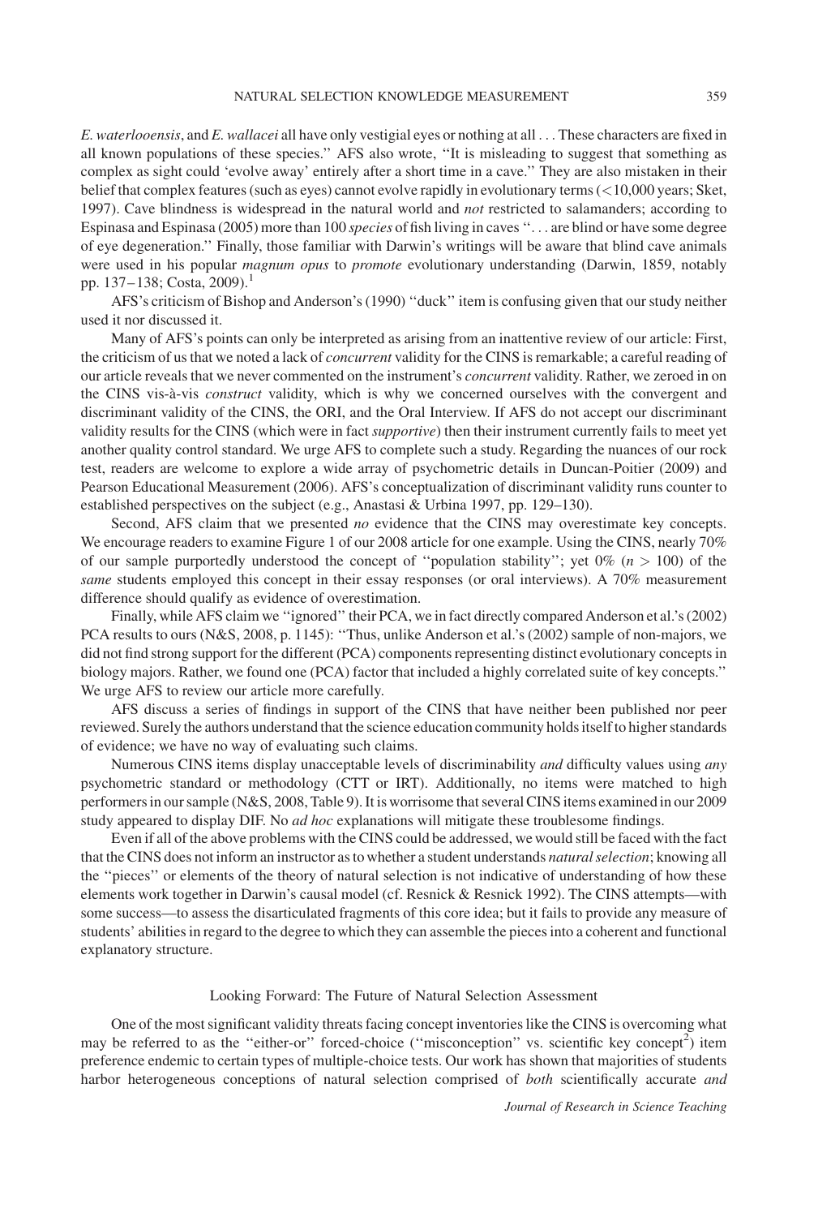*E. waterlooensis*, and *E. wallacei* all have only vestigial eyes or nothing at all . . . These characters are fixed in all known populations of these species.'' AFS also wrote, ''It is misleading to suggest that something as complex as sight could 'evolve away' entirely after a short time in a cave.'' They are also mistaken in their belief that complex features (such as eyes) cannot evolve rapidly in evolutionary terms (<10,000 years; Sket, 1997). Cave blindness is widespread in the natural world and *not* restricted to salamanders; according to Espinasa and Espinasa (2005) more than 100 *species* of fish living in caves ''. . . are blind or have some degree of eye degeneration.'' Finally, those familiar with Darwin's writings will be aware that blind cave animals were used in his popular *magnum opus* to *promote* evolutionary understanding (Darwin, 1859, notably pp. 137–138; Costa, 2009).[1]

AFS's criticism of Bishop and Anderson's (1990) ''duck'' item is confusing given that our study neither used it nor discussed it.

Many of AFS's points can only be interpreted as arising from an inattentive review of our article: First, the criticism of us that we noted a lack of *concurrent* validity for the CINS is remarkable; a careful reading of our article reveals that we never commented on the instrument's *concurrent* validity. Rather, we zeroed in on the CINS vis-à-vis *construct* validity, which is why we concerned ourselves with the convergent and discriminant validity of the CINS, the ORI, and the Oral Interview. If AFS do not accept our discriminant validity results for the CINS (which were in fact *supportive*) then their instrument currently fails to meet yet another quality control standard. We urge AFS to complete such a study. Regarding the nuances of our rock test, readers are welcome to explore a wide array of psychometric details in Duncan-Poitier (2009) and Pearson Educational Measurement (2006). AFS's conceptualization of discriminant validity runs counter to established perspectives on the subject (e.g., Anastasi & Urbina 1997, pp. 129–130).

Second, AFS claim that we presented *no* evidence that the CINS may overestimate key concepts. We encourage readers to examine Figure 1 of our 2008 article for one example. Using the CINS, nearly 70% of our sample purportedly understood the concept of ''population stability''; yet 0% ($n > 100$) of the *same* students employed this concept in their essay responses (or oral interviews). A 70% measurement difference should qualify as evidence of overestimation.

Finally, while AFS claim we ''ignored'' their PCA, we in fact directly compared Anderson et al.'s (2002) PCA results to ours (N&S, 2008, p. 1145): ''Thus, unlike Anderson et al.'s (2002) sample of non-majors, we did not find strong support for the different (PCA) components representing distinct evolutionary concepts in biology majors. Rather, we found one (PCA) factor that included a highly correlated suite of key concepts.'' We urge AFS to review our article more carefully.

AFS discuss a series of findings in support of the CINS that have neither been published nor peer reviewed. Surely the authors understand that the science education community holds itself to higher standards of evidence; we have no way of evaluating such claims.

Numerous CINS items display unacceptable levels of discriminability *and* difficulty values using *any* psychometric standard or methodology (CTT or IRT). Additionally, no items were matched to high performers in our sample (N&S, 2008, Table 9). It is worrisome that several CINS items examined in our 2009 study appeared to display DIF. No *ad hoc* explanations will mitigate these troublesome findings.

Even if all of the above problems with the CINS could be addressed, we would still be faced with the fact that the CINS does not inform an instructor as to whether a student understands *natural selection*; knowing all the ''pieces'' or elements of the theory of natural selection is not indicative of understanding of how these elements work together in Darwin's causal model (cf. Resnick & Resnick 1992). The CINS attempts—with some success—to assess the disarticulated fragments of this core idea; but it fails to provide any measure of students' abilities in regard to the degree to which they can assemble the pieces into a coherent and functional explanatory structure.

## Looking Forward: The Future of Natural Selection Assessment

One of the most significant validity threats facing concept inventories like the CINS is overcoming what may be referred to as the ''either-or'' forced-choice (''misconception'' vs. scientific key concept[2]) item preference endemic to certain types of multiple-choice tests. Our work has shown that majorities of students harbor heterogeneous conceptions of natural selection comprised of *both* scientifically accurate *and*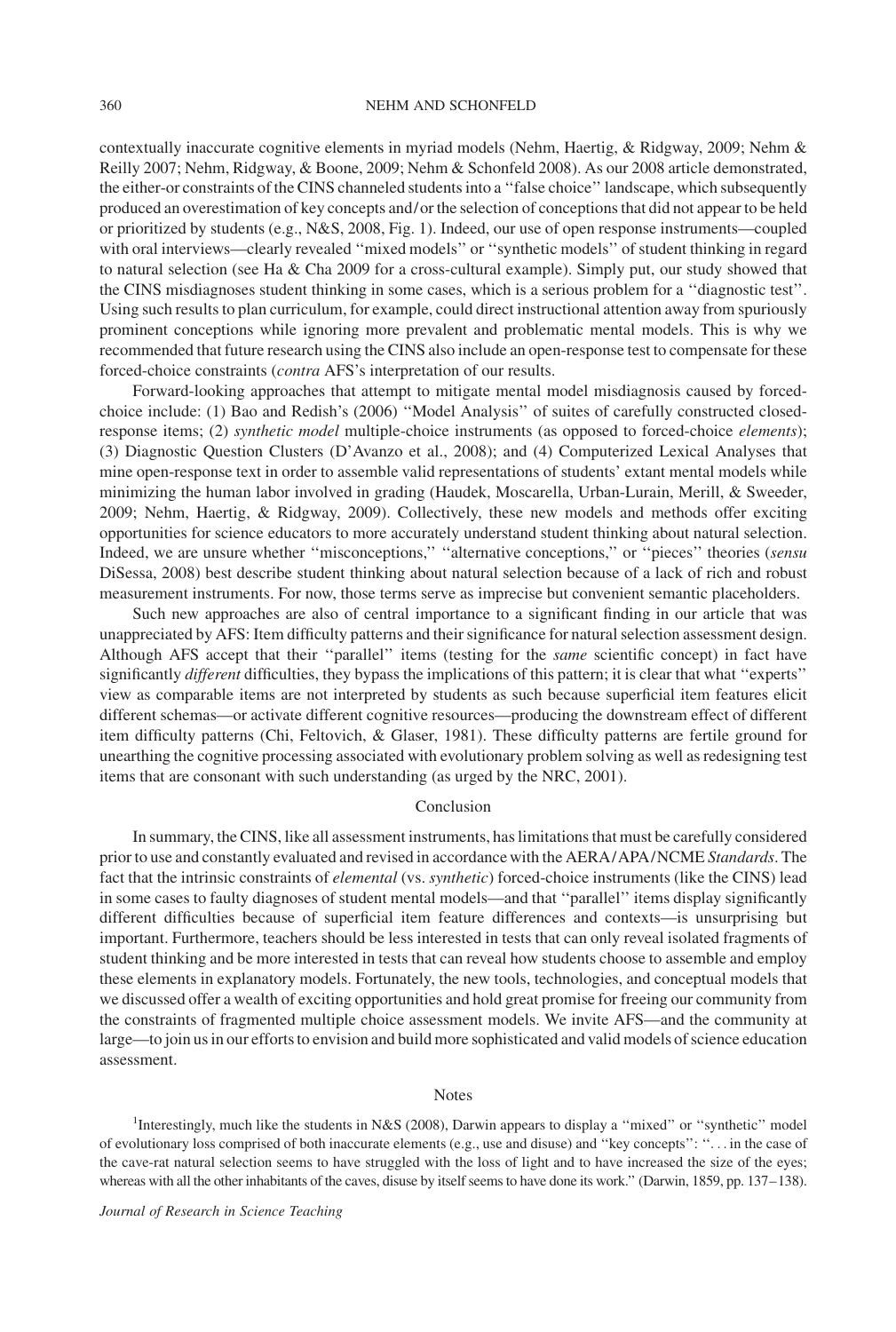contextually inaccurate cognitive elements in myriad models (Nehm, Haertig, & Ridgway, 2009; Nehm & Reilly 2007; Nehm, Ridgway, & Boone, 2009; Nehm & Schonfeld 2008). As our 2008 article demonstrated, the either-or constraints of the CINS channeled students into a ''false choice'' landscape, which subsequently produced an overestimation of key concepts and/or the selection of conceptions that did not appear to be held or prioritized by students (e.g., N&S, 2008, Fig. 1). Indeed, our use of open response instruments—coupled with oral interviews—clearly revealed ''mixed models'' or ''synthetic models'' of student thinking in regard to natural selection (see Ha & Cha 2009 for a cross-cultural example). Simply put, our study showed that the CINS misdiagnoses student thinking in some cases, which is a serious problem for a ''diagnostic test''. Using such results to plan curriculum, for example, could direct instructional attention away from spuriously prominent conceptions while ignoring more prevalent and problematic mental models. This is why we recommended that future research using the CINS also include an open-response test to compensate for these forced-choice constraints (*contra* AFS's interpretation of our results.

Forward-looking approaches that attempt to mitigate mental model misdiagnosis caused by forced-choice include: (1) Bao and Redish's (2006) ''Model Analysis'' of suites of carefully constructed closed-response items; (2) *synthetic model* multiple-choice instruments (as opposed to forced-choice *elements*); (3) Diagnostic Question Clusters (D'Avanzo et al., 2008); and (4) Computerized Lexical Analyses that mine open-response text in order to assemble valid representations of students' extant mental models while minimizing the human labor involved in grading (Haudek, Moscarella, Urban-Lurain, Merill, & Sweeder, 2009; Nehm, Haertig, & Ridgway, 2009). Collectively, these new models and methods offer exciting opportunities for science educators to more accurately understand student thinking about natural selection. Indeed, we are unsure whether ''misconceptions,'' ''alternative conceptions,'' or ''pieces'' theories (*sensu* DiSessa, 2008) best describe student thinking about natural selection because of a lack of rich and robust measurement instruments. For now, those terms serve as imprecise but convenient semantic placeholders.

Such new approaches are also of central importance to a significant finding in our article that was unappreciated by AFS: Item difficulty patterns and their significance for natural selection assessment design. Although AFS accept that their ''parallel'' items (testing for the *same* scientific concept) in fact have significantly *different* difficulties, they bypass the implications of this pattern; it is clear that what ''experts'' view as comparable items are not interpreted by students as such because superficial item features elicit different schemas—or activate different cognitive resources—producing the downstream effect of different item difficulty patterns (Chi, Feltovich, & Glaser, 1981). These difficulty patterns are fertile ground for unearthing the cognitive processing associated with evolutionary problem solving as well as redesigning test items that are consonant with such understanding (as urged by the NRC, 2001).

## Conclusion

In summary, the CINS, like all assessment instruments, has limitations that must be carefully considered prior to use and constantly evaluated and revised in accordance with the AERA/APA/NCME *Standards*. The fact that the intrinsic constraints of *elemental* (vs. *synthetic*) forced-choice instruments (like the CINS) lead in some cases to faulty diagnoses of student mental models—and that ''parallel'' items display significantly different difficulties because of superficial item feature differences and contexts—is unsurprising but important. Furthermore, teachers should be less interested in tests that can only reveal isolated fragments of student thinking and be more interested in tests that can reveal how students choose to assemble and employ these elements in explanatory models. Fortunately, the new tools, technologies, and conceptual models that we discussed offer a wealth of exciting opportunities and hold great promise for freeing our community from the constraints of fragmented multiple choice assessment models. We invite AFS—and the community at large—to join us in our efforts to envision and build more sophisticated and valid models of science education assessment.

## Notes

[1]Interestingly, much like the students in N&S (2008), Darwin appears to display a ''mixed'' or ''synthetic'' model of evolutionary loss comprised of both inaccurate elements (e.g., use and disuse) and ''key concepts'': ''... in the case of the cave-rat natural selection seems to have struggled with the loss of light and to have increased the size of the eyes; whereas with all the other inhabitants of the caves, disuse by itself seems to have done its work.'' (Darwin, 1859, pp. 137–138).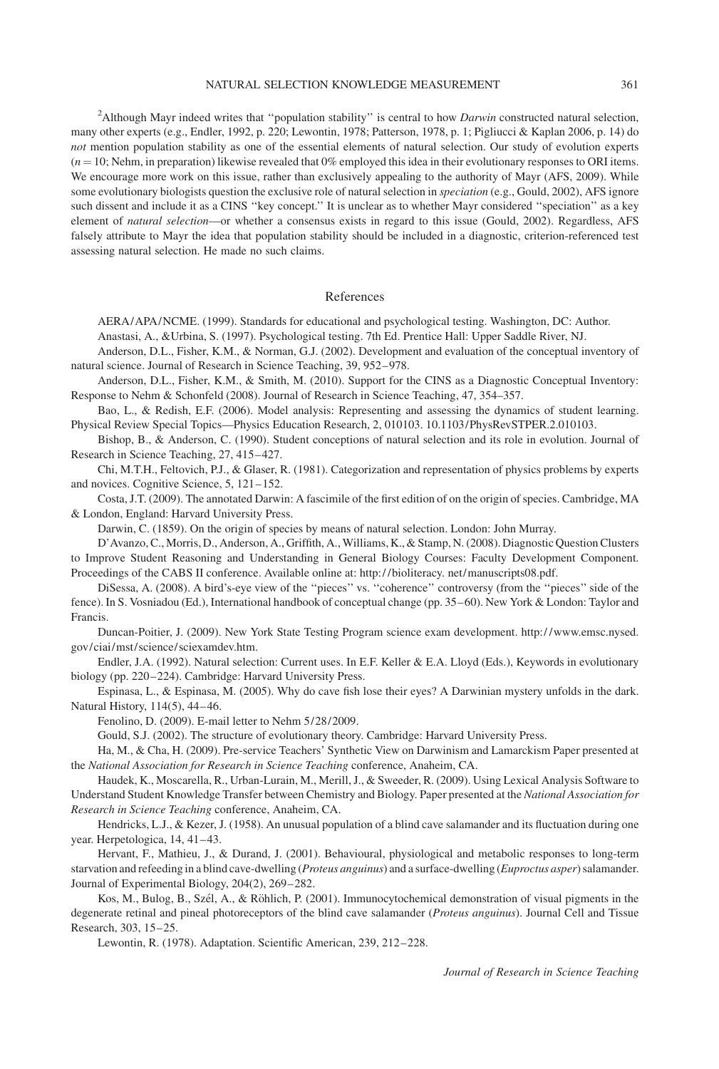[2]Although Mayr indeed writes that "population stability" is central to how *Darwin* constructed natural selection, many other experts (e.g., Endler, 1992, p. 220; Lewontin, 1978; Patterson, 1978, p. 1; Pigliucci & Kaplan 2006, p. 14) do *not* mention population stability as one of the essential elements of natural selection. Our study of evolution experts ($n = 10$; Nehm, in preparation) likewise revealed that 0% employed this idea in their evolutionary responses to ORI items. We encourage more work on this issue, rather than exclusively appealing to the authority of Mayr (AFS, 2009). While some evolutionary biologists question the exclusive role of natural selection in *speciation* (e.g., Gould, 2002), AFS ignore such dissent and include it as a CINS "key concept." It is unclear as to whether Mayr considered "speciation" as a key element of *natural selection*—or whether a consensus exists in regard to this issue (Gould, 2002). Regardless, AFS falsely attribute to Mayr the idea that population stability should be included in a diagnostic, criterion-referenced test assessing natural selection. He made no such claims.

## References

AERA/APA/NCME. (1999). Standards for educational and psychological testing. Washington, DC: Author.

Anastasi, A., &Urbina, S. (1997). Psychological testing. 7th Ed. Prentice Hall: Upper Saddle River, NJ.

Anderson, D.L., Fisher, K.M., & Norman, G.J. (2002). Development and evaluation of the conceptual inventory of natural science. Journal of Research in Science Teaching, 39, 952–978.

Anderson, D.L., Fisher, K.M., & Smith, M. (2010). Support for the CINS as a Diagnostic Conceptual Inventory: Response to Nehm & Schonfeld (2008). Journal of Research in Science Teaching, 47, 354–357.

Bao, L., & Redish, E.F. (2006). Model analysis: Representing and assessing the dynamics of student learning. Physical Review Special Topics—Physics Education Research, 2, 010103. 10.1103/PhysRevSTPER.2.010103.

Bishop, B., & Anderson, C. (1990). Student conceptions of natural selection and its role in evolution. Journal of Research in Science Teaching, 27, 415–427.

Chi, M.T.H., Feltovich, P.J., & Glaser, R. (1981). Categorization and representation of physics problems by experts and novices. Cognitive Science, 5, 121–152.

Costa, J.T. (2009). The annotated Darwin: A fascimile of the first edition of on the origin of species. Cambridge, MA & London, England: Harvard University Press.

Darwin, C. (1859). On the origin of species by means of natural selection. London: John Murray.

D'Avanzo, C., Morris, D., Anderson, A., Griffith, A., Williams, K., & Stamp, N. (2008). Diagnostic Question Clusters to Improve Student Reasoning and Understanding in General Biology Courses: Faculty Development Component. Proceedings of the CABS II conference. Available online at: http://bioliteracy. net/manuscripts08.pdf.

DiSessa, A. (2008). A bird's-eye view of the "pieces" vs. "coherence" controversy (from the "pieces" side of the fence). In S. Vosniadou (Ed.), International handbook of conceptual change (pp. 35–60). New York & London: Taylor and Francis.

Duncan-Poitier, J. (2009). New York State Testing Program science exam development. http://www.emsc.nysed.gov/ciai/mst/science/sciexamdev.htm.

Endler, J.A. (1992). Natural selection: Current uses. In E.F. Keller & E.A. Lloyd (Eds.), Keywords in evolutionary biology (pp. 220–224). Cambridge: Harvard University Press.

Espinasa, L., & Espinasa, M. (2005). Why do cave fish lose their eyes? A Darwinian mystery unfolds in the dark. Natural History, 114(5), 44–46.

Fenolino, D. (2009). E-mail letter to Nehm 5/28/2009.

Gould, S.J. (2002). The structure of evolutionary theory. Cambridge: Harvard University Press.

Ha, M., & Cha, H. (2009). Pre-service Teachers' Synthetic View on Darwinism and Lamarckism Paper presented at the *National Association for Research in Science Teaching* conference, Anaheim, CA.

Haudek, K., Moscarella, R., Urban-Lurain, M., Merill, J., & Sweeder, R. (2009). Using Lexical Analysis Software to Understand Student Knowledge Transfer between Chemistry and Biology. Paper presented at the *National Association for Research in Science Teaching* conference, Anaheim, CA.

Hendricks, L.J., & Kezer, J. (1958). An unusual population of a blind cave salamander and its fluctuation during one year. Herpetologica, 14, 41–43.

Hervant, F., Mathieu, J., & Durand, J. (2001). Behavioural, physiological and metabolic responses to long-term starvation and refeeding in a blind cave-dwelling (*Proteus anguinus*) and a surface-dwelling (*Euproctus asper*) salamander. Journal of Experimental Biology, 204(2), 269–282.

Kos, M., Bulog, B., Szél, A., & Röhlich, P. (2001). Immunocytochemical demonstration of visual pigments in the degenerate retinal and pineal photoreceptors of the blind cave salamander (*Proteus anguinus*). Journal Cell and Tissue Research, 303, 15–25.

Lewontin, R. (1978). Adaptation. Scientific American, 239, 212–228.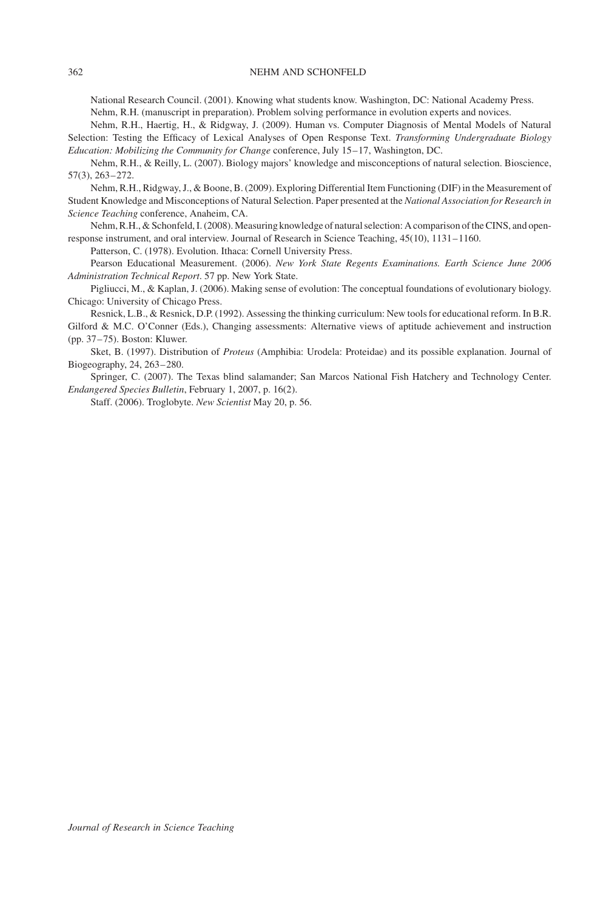National Research Council. (2001). Knowing what students know. Washington, DC: National Academy Press.

Nehm, R.H. (manuscript in preparation). Problem solving performance in evolution experts and novices.

Nehm, R.H., Haertig, H., & Ridgway, J. (2009). Human vs. Computer Diagnosis of Mental Models of Natural Selection: Testing the Efficacy of Lexical Analyses of Open Response Text. *Transforming Undergraduate Biology Education: Mobilizing the Community for Change* conference, July 15–17, Washington, DC.

Nehm, R.H., & Reilly, L. (2007). Biology majors' knowledge and misconceptions of natural selection. Bioscience, 57(3), 263–272.

Nehm, R.H., Ridgway, J., & Boone, B. (2009). Exploring Differential Item Functioning (DIF) in the Measurement of Student Knowledge and Misconceptions of Natural Selection. Paper presented at the *National Association for Research in Science Teaching* conference, Anaheim, CA.

Nehm, R.H., & Schonfeld, I. (2008). Measuring knowledge of natural selection: A comparison of the CINS, and open-response instrument, and oral interview. Journal of Research in Science Teaching, 45(10), 1131–1160.

Patterson, C. (1978). Evolution. Ithaca: Cornell University Press.

Pearson Educational Measurement. (2006). *New York State Regents Examinations. Earth Science June 2006 Administration Technical Report*. 57 pp. New York State.

Pigliucci, M., & Kaplan, J. (2006). Making sense of evolution: The conceptual foundations of evolutionary biology. Chicago: University of Chicago Press.

Resnick, L.B., & Resnick, D.P. (1992). Assessing the thinking curriculum: New tools for educational reform. In B.R. Gilford & M.C. O'Conner (Eds.), Changing assessments: Alternative views of aptitude achievement and instruction (pp. 37–75). Boston: Kluwer.

Sket, B. (1997). Distribution of *Proteus* (Amphibia: Urodela: Proteidae) and its possible explanation. Journal of Biogeography, 24, 263–280.

Springer, C. (2007). The Texas blind salamander; San Marcos National Fish Hatchery and Technology Center. *Endangered Species Bulletin*, February 1, 2007, p. 16(2).

Staff. (2006). Troglobyte. *New Scientist* May 20, p. 56.